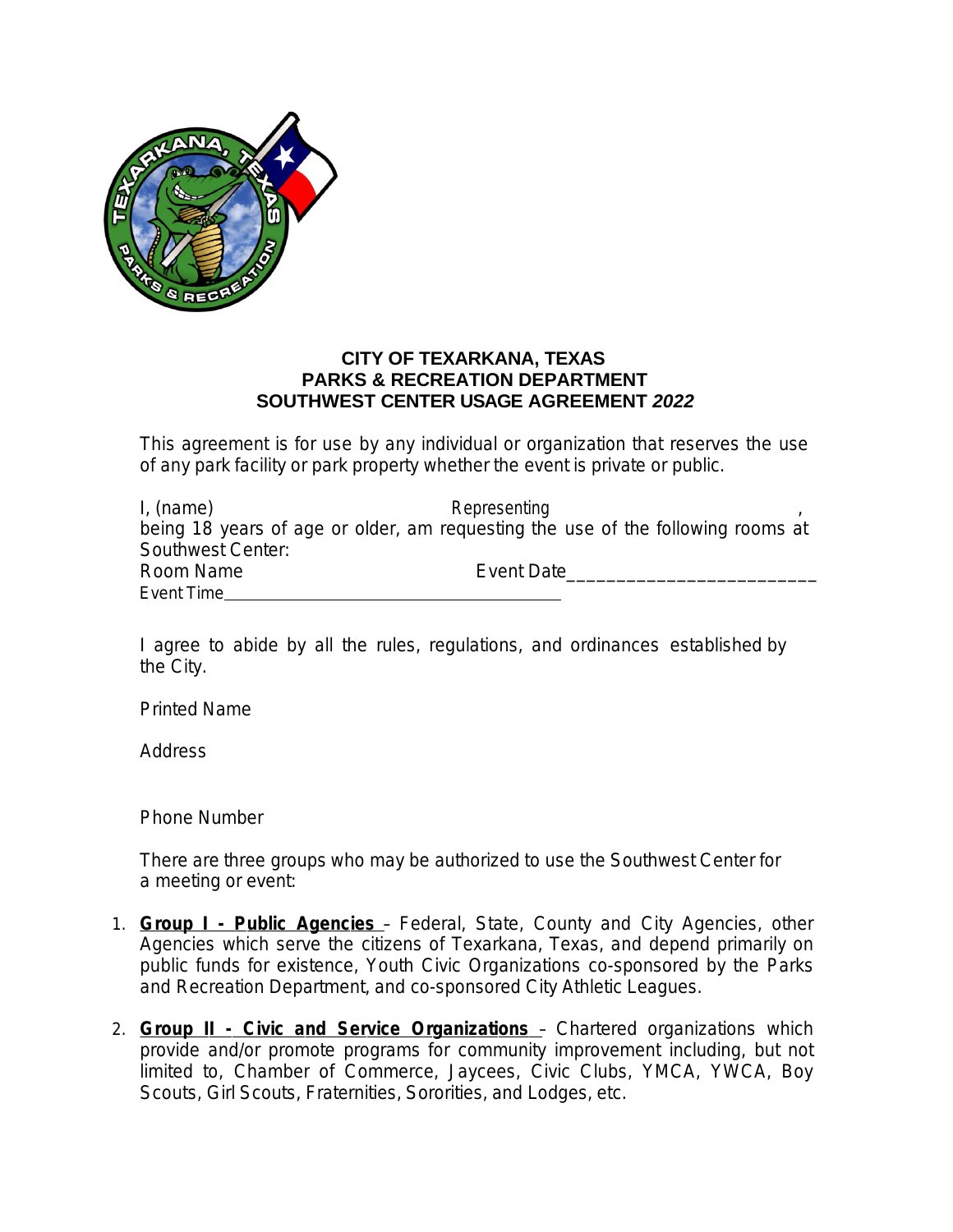# CITY OF TEXARKANA, TEXAS
## PARKS & RECREATION DEPARTMENT
## SOUTHWEST CENTER USAGE AGREEMENT *2022*

This agreement is for use by any individual or organization that reserves the use of any park facility or park property whether the event is private or public.

I, (name) Representing ,
being 18 years of age or older, am requesting the use of the following rooms at Southwest Center:
Room Name Event Date_________________________
Event Time______________________________________

I agree to abide by all the rules, regulations, and ordinances established by the City.

Printed Name

Address

Phone Number

There are three groups who may be authorized to use the Southwest Center for a meeting or event:

1. **Group I - Public Agencies** – Federal, State, County and City Agencies, other Agencies which serve the citizens of Texarkana, Texas, and depend primarily on public funds for existence, Youth Civic Organizations co-sponsored by the Parks and Recreation Department, and co-sponsored City Athletic Leagues.

2. **Group II - Civic and Service Organizations** – Chartered organizations which provide and/or promote programs for community improvement including, but not limited to, Chamber of Commerce, Jaycees, Civic Clubs, YMCA, YWCA, Boy Scouts, Girl Scouts, Fraternities, Sororities, and Lodges, etc.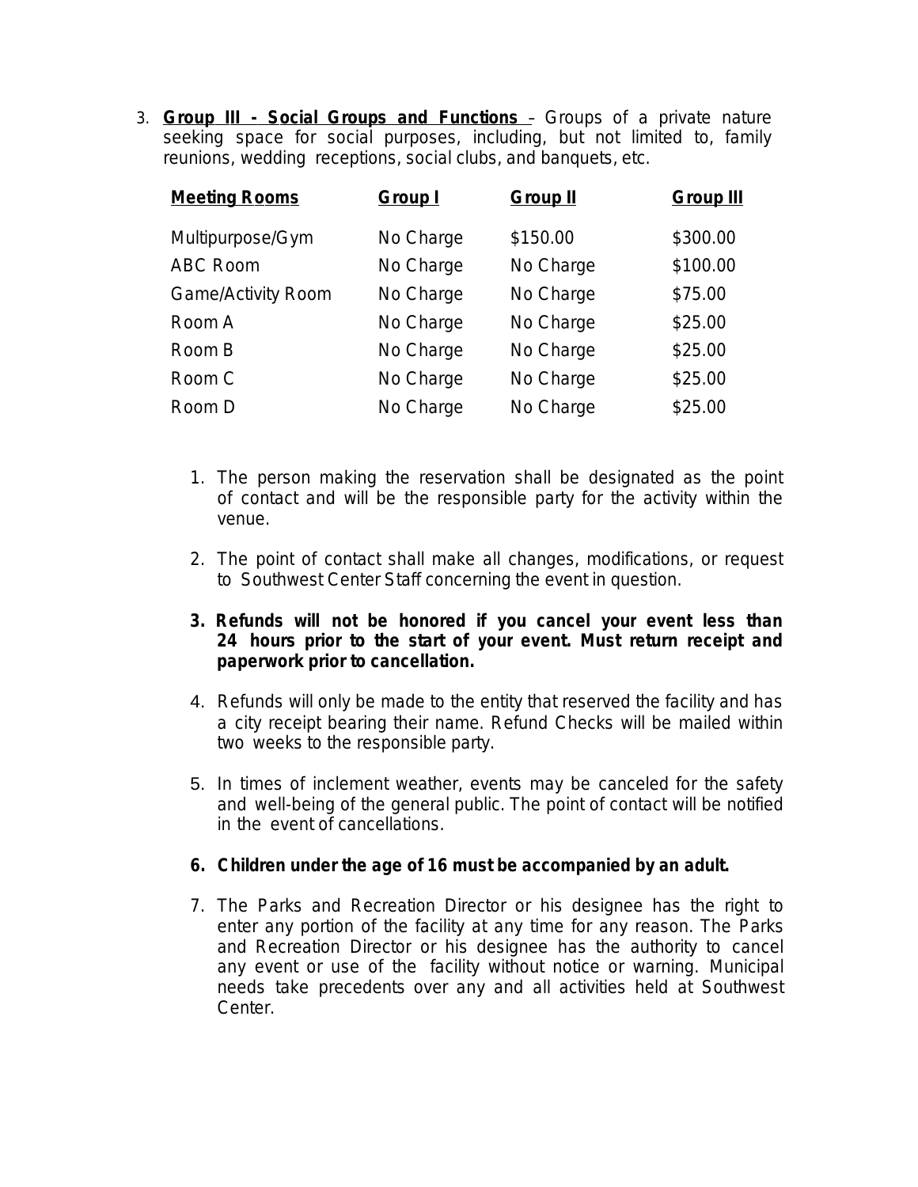3. **Group III - Social Groups and Functions** – Groups of a private nature seeking space for social purposes, including, but not limited to, family reunions, wedding receptions, social clubs, and banquets, etc.

| **Meeting Rooms** | **Group I** | **Group II** | **Group III** |
|---|---|---|---|
| Multipurpose/Gym | No Charge | $150.00 | $300.00 |
| ABC Room | No Charge | No Charge | $100.00 |
| Game/Activity Room | No Charge | No Charge | $75.00 |
| Room A | No Charge | No Charge | $25.00 |
| Room B | No Charge | No Charge | $25.00 |
| Room C | No Charge | No Charge | $25.00 |
| Room D | No Charge | No Charge | $25.00 |

1. The person making the reservation shall be designated as the point of contact and will be the responsible party for the activity within the venue.

2. The point of contact shall make all changes, modifications, or request to Southwest Center Staff concerning the event in question.

3. **Refunds will not be honored if you cancel your event less than 24 hours prior to the start of your event. Must return receipt and paperwork prior to cancellation.**

4. Refunds will only be made to the entity that reserved the facility and has a city receipt bearing their name. Refund Checks will be mailed within two weeks to the responsible party.

5. In times of inclement weather, events may be canceled for the safety and well-being of the general public. The point of contact will be notified in the event of cancellations.

6. **Children under the age of 16 must be accompanied by an adult.**

7. The Parks and Recreation Director or his designee has the right to enter any portion of the facility at any time for any reason. The Parks and Recreation Director or his designee has the authority to cancel any event or use of the facility without notice or warning. Municipal needs take precedents over any and all activities held at Southwest Center.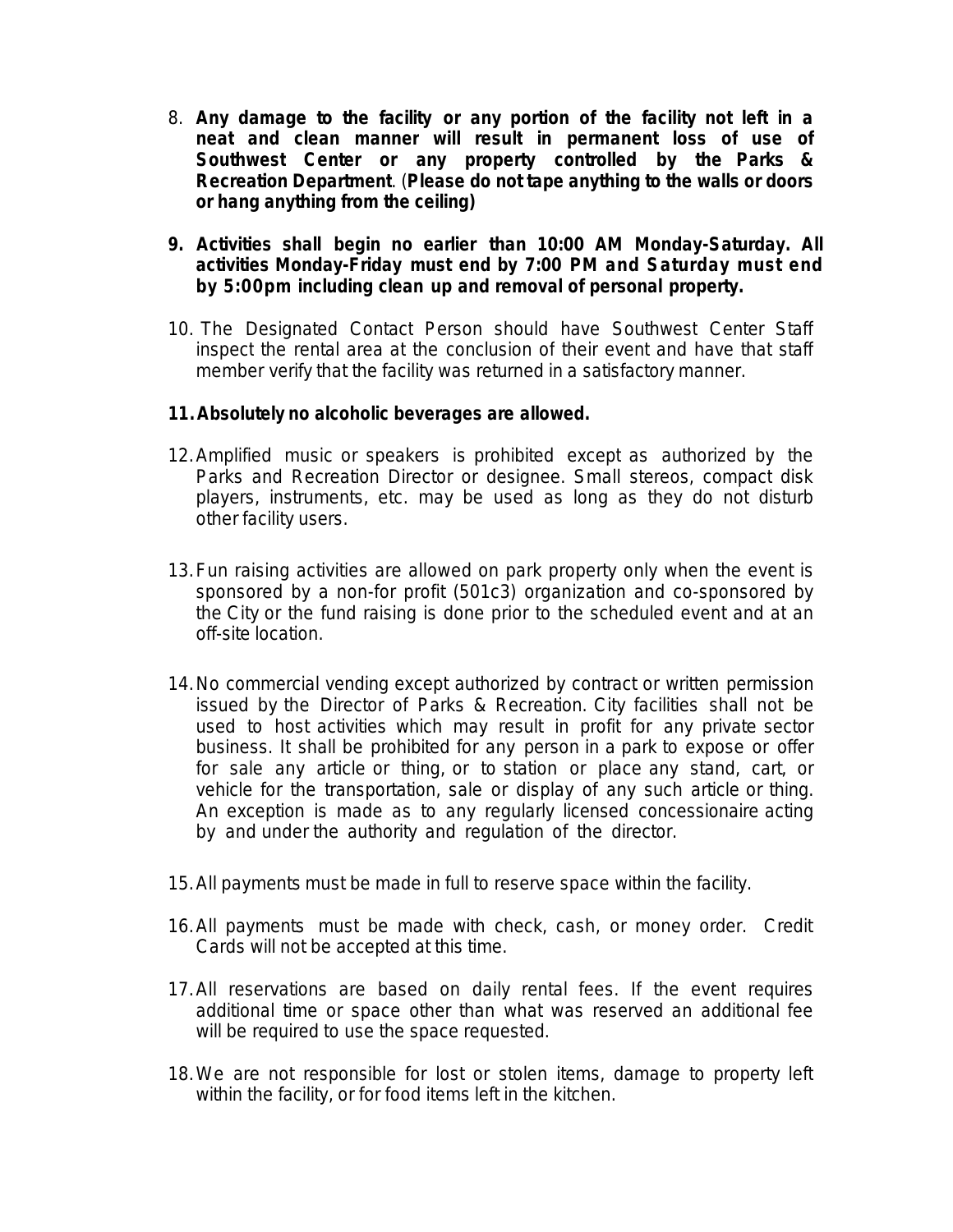8. **Any damage to the facility or any portion of the facility not left in a neat and clean manner will result in permanent loss of use of Southwest Center or any property controlled by the Parks & Recreation Department**. (**Please do not tape anything to the walls or doors or hang anything from the ceiling)**

9. **Activities shall begin no earlier than 10:00 AM Monday-Saturday. All activities Monday-Friday must end by 7:00 PM and Saturday must end by 5:00pm including clean up and removal of personal property.**

10. The Designated Contact Person should have Southwest Center Staff inspect the rental area at the conclusion of their event and have that staff member verify that the facility was returned in a satisfactory manner.

11. **Absolutely no alcoholic beverages are allowed.**

12. Amplified music or speakers is prohibited except as authorized by the Parks and Recreation Director or designee. Small stereos, compact disk players, instruments, etc. may be used as long as they do not disturb other facility users.

13. Fun raising activities are allowed on park property only when the event is sponsored by a non-for profit (501c3) organization and co-sponsored by the City or the fund raising is done prior to the scheduled event and at an off-site location.

14. No commercial vending except authorized by contract or written permission issued by the Director of Parks & Recreation. City facilities shall not be used to host activities which may result in profit for any private sector business. It shall be prohibited for any person in a park to expose or offer for sale any article or thing, or to station or place any stand, cart, or vehicle for the transportation, sale or display of any such article or thing. An exception is made as to any regularly licensed concessionaire acting by and under the authority and regulation of the director.

15. All payments must be made in full to reserve space within the facility.

16. All payments must be made with check, cash, or money order. Credit Cards will not be accepted at this time.

17. All reservations are based on daily rental fees. If the event requires additional time or space other than what was reserved an additional fee will be required to use the space requested.

18. We are not responsible for lost or stolen items, damage to property left within the facility, or for food items left in the kitchen.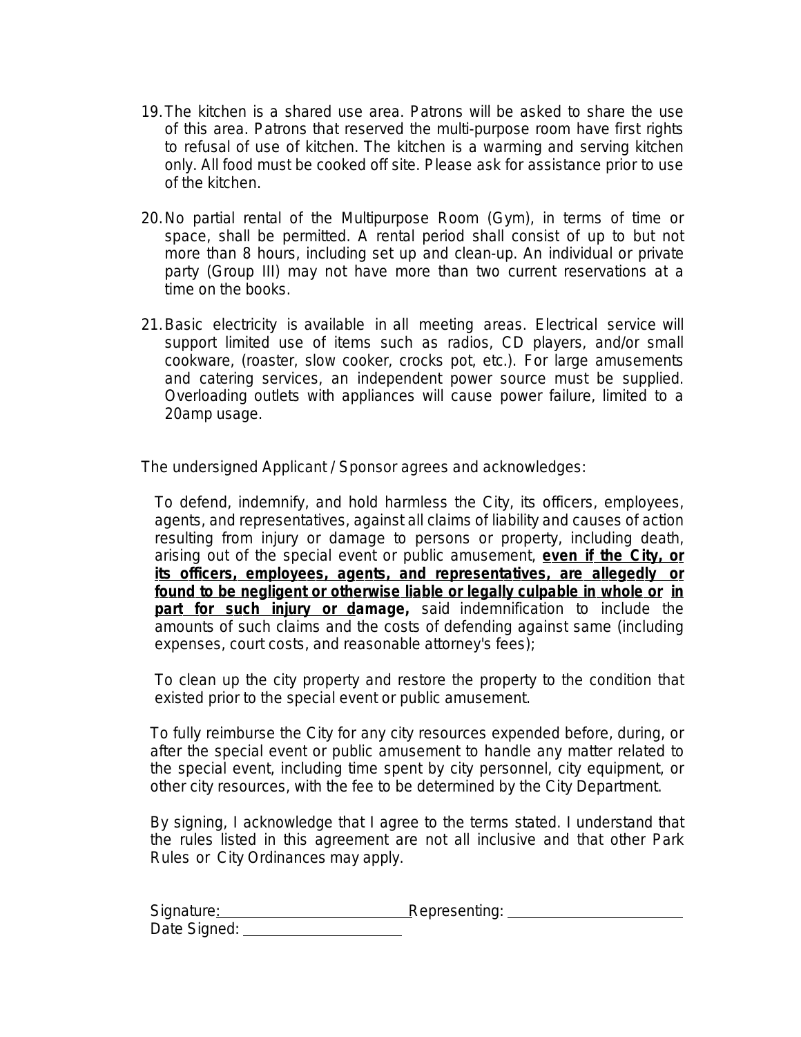19. The kitchen is a shared use area. Patrons will be asked to share the use of this area. Patrons that reserved the multi-purpose room have first rights to refusal of use of kitchen. The kitchen is a warming and serving kitchen only. All food must be cooked off site. Please ask for assistance prior to use of the kitchen.

20. No partial rental of the Multipurpose Room (Gym), in terms of time or space, shall be permitted. A rental period shall consist of up to but not more than 8 hours, including set up and clean-up. An individual or private party (Group III) may not have more than two current reservations at a time on the books.

21. Basic electricity is available in all meeting areas. Electrical service will support limited use of items such as radios, CD players, and/or small cookware, (roaster, slow cooker, crocks pot, etc.). For large amusements and catering services, an independent power source must be supplied. Overloading outlets with appliances will cause power failure, limited to a 20amp usage.

The undersigned Applicant / Sponsor agrees and acknowledges:

To defend, indemnify, and hold harmless the City, its officers, employees, agents, and representatives, against all claims of liability and causes of action resulting from injury or damage to persons or property, including death, arising out of the special event or public amusement, **even if the City, or its officers, employees, agents, and representatives, are allegedly or found to be negligent or otherwise liable or legally culpable in whole or in part for such injury or damage,** said indemnification to include the amounts of such claims and the costs of defending against same (including expenses, court costs, and reasonable attorney's fees);

To clean up the city property and restore the property to the condition that existed prior to the special event or public amusement.

To fully reimburse the City for any city resources expended before, during, or after the special event or public amusement to handle any matter related to the special event, including time spent by city personnel, city equipment, or other city resources, with the fee to be determined by the City Department.

By signing, I acknowledge that I agree to the terms stated. I understand that the rules listed in this agreement are not all inclusive and that other Park Rules or City Ordinances may apply.

Signature: ________________________ Representing: ______________________

Date Signed: ____________________